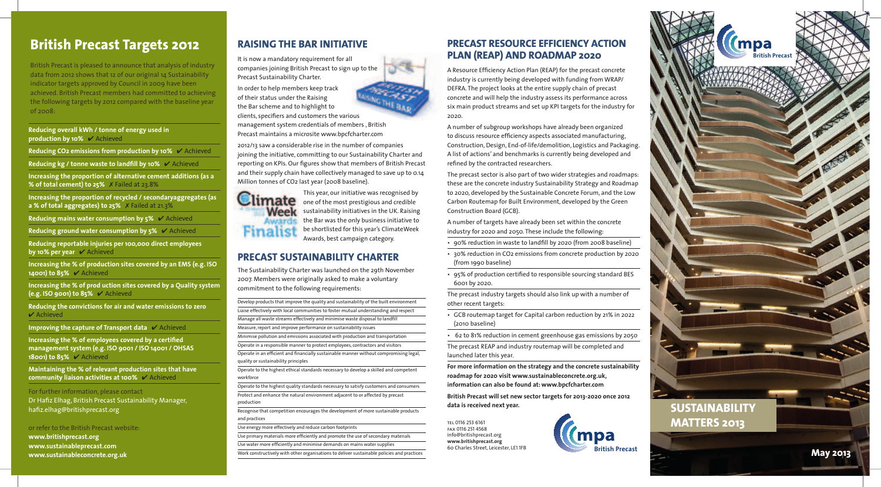# British Precast Targets 2012

British Precast is pleased to announce that analysis of industry data from 2012 shows that 12 of our original 14 Sustainability indicator targets approved by Council in 2009 have been achieved. British Precast members had committed to achieving the following targets by 2012 compared with the baseline year of 2008:

**Reducing overall kWh / tonne of energy used in production by 10%** ✔ Achieved

**Reducing $CO_2$ emissions from production by 10%** ✔ Achieved

**Reducing kg / tonne waste to landfill by 10%** ✔ Achieved

**Increasing the proportion of alternative cement additions (as a % of total cement) to 25%** ✗ Failed at 23.8%

**Increasing the proportion of recycled / secondaryaggregates (as a % of total aggregates) to 25%** ✗ Failed at 21.3%

**Reducing mains water consumption by 5%** ✔ Achieved

**Reducing ground water consumption by 5%** ✔ Achieved

**Reducing reportable injuries per 100,000 direct employees by 10% per year** ✔ Achieved

**Increasing the % of production sites covered by an EMS (e.g. ISO 14001) to 85%** ✔ Achieved

**Increasing the % of prod uction sites covered by a Quality system (e.g. ISO 9001) to 85%** ✔ Achieved

**Reducing the convictions for air and water emissions to zero** ✔ Achieved

**Improving the capture of Transport data** ✔ Achieved

**Increasing the % of employees covered by a certified management system (e.g. ISO 9001 / ISO 14001 / OHSAS 18001) to 85%** ✔ Achieved

**Maintaining the % of relevant production sites that have community liaison activities at 100%** ✔ Achieved

For further information, please contact
Dr Hafiz Elhag, British Precast Sustainability Manager,
hafiz.elhag@britishprecast.org

or refer to the British Precast website:
**www.britishprecast.org**
**www.sustainableprecast.com**
**www.sustainableconcrete.org.uk**

## RAISING THE BAR INITIATIVE

It is now a mandatory requirement for all companies joining British Precast to sign up to the Precast Sustainability Charter.

In order to help members keep track of their status under the Raising the Bar scheme and to highlight to clients, specifiers and customers the various management system credentials of members , British Precast maintains a microsite www.bpcfcharter.com

2012/13 saw a considerable rise in the number of companies joining the initiative, committing to our Sustainability Charter and reporting on KPIs. Our figures show that members of British Precast and their supply chain have collectively managed to save up to 0.14 Million tonnes of $CO_2$ last year (2008 baseline).

This year, our initiative was recognised by one of the most prestigious and credible sustainability initiatives in the UK. Raising the Bar was the only business initiative to be shortlisted for this year's ClimateWeek Awards, best campaign category.

## PRECAST SUSTAINABILITY CHARTER

The Sustainability Charter was launched on the 29th November 2007. Members were originally asked to make a voluntary commitment to the following requirements:

- Develop products that improve the quality and sustainability of the built environment
- Liaise effectively with local communities to foster mutual understanding and respect
- Manage all waste streams effectively and minimise waste disposal to landfill
- Measure, report and improve performance on sustainability issues
- Minimise pollution and emissions associated with production and transportation
- Operate in a responsible manner to protect employees, contractors and visitors
- Operate in an efficient and financially sustainable manner without compromising legal, quality or sustainability principles
- Operate to the highest ethical standards necessary to develop a skilled and competent workforce
- Operate to the highest quality standards necessary to satisfy customers and consumers
- Protect and enhance the natural environment adjacent to or affected by precast production
- Recognise that competition encourages the development of more sustainable products and practices
- Use energy more effectively and reduce carbon footprints
- Use primary materials more efficiently and promote the use of secondary materials
- Use water more efficiently and minimise demands on mains water supplies
- Work constructively with other organisations to deliver sustainable policies and practices

## PRECAST RESOURCE EFFICIENCY ACTION PLAN (REAP) AND ROADMAP 2020

A Resource Efficiency Action Plan (REAP) for the precast concrete industry is currently being developed with funding from WRAP/ DEFRA. The project looks at the entire supply chain of precast concrete and will help the industry assess its performance across six main product streams and set up KPI targets for the industry for 2020.

A number of subgroup workshops have already been organized to discuss resource efficiency aspects associated manufacturing, Construction, Design, End-of-life/demolition, Logistics and Packaging. A list of actions' and benchmarks is currently being developed and refined by the contracted researchers.

The precast sector is also part of two wider strategies and roadmaps: these are the concrete industry Sustainability Strategy and Roadmap to 2020, developed by the Sustainable Concrete Forum, and the Low Carbon Routemap for Built Environment, developed by the Green Construction Board (GCB).

A number of targets have already been set within the concrete industry for 2020 and 2050. These include the following:

- 90% reduction in waste to landfill by 2020 (from 2008 baseline)
- 30% reduction in $CO_2$ emissions from concrete production by 2020 (from 1990 baseline)
- 95% of production certified to responsible sourcing standard BES 6001 by 2020.

The precast industry targets should also link up with a number of other recent targets:

- GCB routemap target for Capital carbon reduction by 21% in 2022 (2010 baseline)
- 62 to 81% reduction in cement greenhouse gas emissions by 2050

The precast REAP and industry routemap will be completed and launched later this year.

**For more information on the strategy and the concrete sustainability roadmap for 2020 visit www.sustainableconcrete.org.uk, information can also be found at: www.bpcfcharter.com**

**British Precast will set new sector targets for 2013-2020 once 2012 data is received next year.**

TEL 0116 253 6161
FAX 0116 251 4568
info@britishprecast.org
**www.britishprecast.org**
60 Charles Street, Leicester, LE1 1FB

mpa British Precast

# SUSTAINABILITY MATTERS 2013

**May 2013**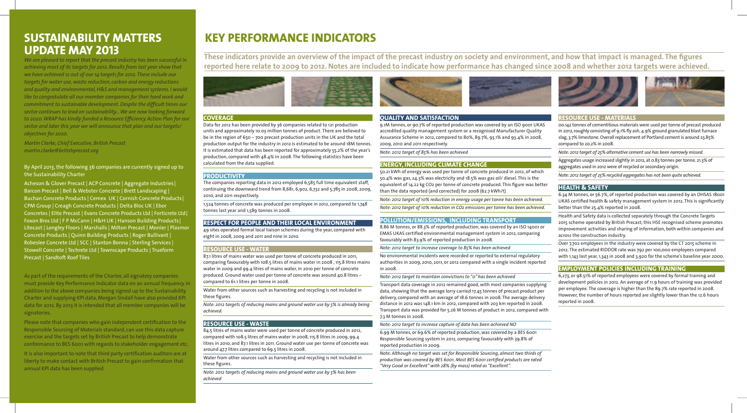# SUSTAINABILITY MATTERS UPDATE MAY 2013

*We are pleased to report that the precast industry has been successful in achieving most of its targets for 2012. Results from last year show that we have achieved 12 out of our 14 targets for 2012. These include our targets for water use, waste reduction, carbon and energy reductions and quality and environmental, H&S and management systems. I would like to congratulate all our member companies for their hard work and commitment to sustainable development. Despite the difficult times our sector continues to lead on sustainability... We are now looking forward to 2020. WRAP has kindly funded a Resource Efficiency Action Plan for our sector and later this year we will announce that plan and our targets/ objectives for 2020.*

*Martin Clarke, Chief Executive, British Precast*
*martin.clarke@britishprecast.org*

By April 2013, the following 36 companies are currently signed up to the Sustainability Charter

Acheson & Glover Precast | ACP Concrete | Aggregate Industries | Barcon Precast | Bell & Webster Concrete | Brett Landscaping | Buchan Concrete Products | Cemex UK | Cornish Concrete Products | CPM Group | Creagh Concrete Products | Delta Bloc UK | Ebor Concretes | Elite Precast | Evans Concrete Products Ltd | Forticrete Ltd | Foxon Bros Ltd | F P McCann | H&H UK | Hanson Building Products | Litecast | Longley Floors | Marshalls | Milton Precast | Monier | Plasmor Concrete Products | Quinn Building Products | Roger Bullivant | Robeslee Concrete Ltd | SCC | Stanton Bonna | Sterling Services | Stowell Concrete | Techrete Ltd | Townscape Products | Trueform Precast | Sandtoft Roof Tiles

As part of the requirements of the Charter, all signatory companies must provide Key Performance Indicator data on an annual frequency. In addition to the above companies being signed up to the Sustainability Charter and supplying KPI data, Morgan Sindall have also provided KPI data for 2012. By 2013 it is intended that all member companies will be signatories.

Please note that companies who gain independent certification to the Responsible Sourcing of Materials standard, can use this data capture exercise and the targets set by British Precast to help demonstrate conformance to BES 6001 with regards to stakeholder engagement etc.

It is also important to note that third party certification auditors are at liberty to make contact with British Precast to gain confirmation that annual KPI data has been supplied.

# KEY PERFORMANCE INDICATORS

**These indicators provide an overview of the impact of the precast industry on society and environment, and how that impact is managed. The figures reported here relate to 2009 to 2012. Notes are included to indicate how performance has changed since 2008 and whether 2012 targets were achieved.**

## COVERAGE

Data for 2012 has been provided by 36 companies related to 121 production units and approximately 10.03 million tonnes of product. There are believed to be in the region of 650 – 700 precast production units in the UK and the total production output for the industry in 2012 is estimated to be around 18M tonnes. It is estimated that data has been reported for approximately 55.2% of the year's production, compared with 48.4% in 2008. The following statistics have been calculated from the data supplied.

## PRODUCTIVITY

The companies reporting data in 2012 employed 6,585 full time equivalent staff, continuing the downward trend from 8,681, 6,902, 6,732 and 5,785 in 2008, 2009, 2010, and 2011 respectively.

1,524 tonnes of concrete was produced per employee in 2012, compared to 1,748 tonnes last year and 1,589 tonnes in 2008.

## RESPECT FOR PEOPLE AND THEIR LOCAL ENVIRONMENT

49 sites operated formal local liaison schemes during the year, compared with eight in 2008, 2009 and 2011 and nine in 2010.

## RESOURCE USE - WATER

87.1 litres of mains water was used per tonne of concrete produced in 2011, comparing favourably with 108.5 litres of mains water in 2008 , 115.8 litres mains water in 2009 and 99.4 litres of mains water, in 2010 per tonne of concrete produced. Ground water used per tonne of concrete was around 40.8 litres – compared to 61.1 litres per tonne in 2008.

Water from other sources such as harvesting and recycling is not included in these figures.

*Note: 2012 targets of reducing mains and ground water use by 5% is already being achieved.*

## RESOURCE USE - WASTE

84.5 litres of mains water were used per tonne of concrete produced in 2012, compared with 108.5 litres in 2008, 115.8 litres in 2009, 99.4 litres in 2010, and 87.1 litres in 2011. Ground water use per tonne of concrete was around 47.7 litres compared to 69.5 litres in 2008.

Water from other sources such as harvesting and recycling is not included in these figures.

*Note: 2012 targets of reducing mains and ground water use by 5% has been achieved*

## QUALITY AND SATISFACTION

9.1M tonnes, or 90.7% of reported production was covered by an ISO 9001 UKAS accredited quality management system or a recognised Manufacturer Quality Assurance Scheme in 2012, compared to 80%, 89.7%, 93.1% and 93.4% in 2008, 2009, 2010 and 2011 respectively.

*Note: 2012 target of 85% has been achieved*

## ENERGY, INCLUDING CLIMATE CHANGE

50.21 kWh of energy was used per tonne of concrete produced in 2012, of which 50.4% was gas, 24.3% was electricity and 18.5% was gas oil/ diesel. This is the equivalent of 14.22 kg $CO_2$ per tonne of concrete produced. This figure was better than the data reported (and corrected) for 2008 (62.7 kWh/t)

*Note: 2012 target of 10% reduction in energy usage per tonne has been achieved.*

*Note: 2012 target of 10% reduction in CO2 emissions per tonne has been achieved.*

## POLLUTION/EMISSIONS, INCLUDING TRANSPORT

8.86 M tonnes, or 88.3% of reported production, was covered by an ISO 14001 or EMAS UKAS certified environmental management system in 2012, comparing favourably with 83.9% of reported production in 2008.

*Note: 2012 target to increase coverage to 85% has been achieved*

No environmental incidents were recorded or reported to external regulatory authorities in 2009, 2010, 2011, or 2012 compared with a single incident reported in 2008.

*Note: 2012 target to maintain convictions to "0" has been achieved*

Transport data coverage in 2012 remained good, with most companies supplying data, showing that the average lorry carried 17.45 tonnes of precast product per delivery, compared with an average of 18.6 tonnes in 2008. The average delivery distance in 2012 was 148.1 km in 2012, compared with 203 km reported in 2008. Transport data was provided for 5.26 M tonnes of product in 2012, compared with 7.3 M tonnes in 2008.

*Note: 2012 target to increase capture of data has been achieved NO*

6.99 M tonnes, or 69.6% of reported production, was covered by a BES 6001 Responsible Sourcing system in 2012, comparing favourably with 39.8% of reported production in 2009.

*Note: Although no target was set for Responsible Sourcing, almost two thirds of production was covered by BES 6001. Most BES 6001 certified products are rated "Very Good or Excellent" with 28% (by mass) rated as "Excellent".*

## RESOURCE USE - MATERIALS

00.142 tonnes of cementitious materials were used per tonne of precast produced in 2012, roughly consisting of 9.1% fly ash, 4.9% ground granulated blast furnace slag, 3.7% limestone. Overall replacement of Portland cement is around 23.85% compared to 20.2% in 2008.

*Note: 2012 target of 25% alternative cement use has been narrowly missed.*

Aggregates usage increased slightly in 2012, at 0.83 tonnes per tonne. 21.3% of aggregates used in 2012 were of recycled or secondary origin.

*Note: 2012 target of 25% recycled aggregates has not been quite achieved.*

## HEALTH & SAFETY

6.34 M tonnes, or 56.7%, of reported production was covered by an OHSAS 18001 UKAS certified health & safety management system in 2012. This is significantly better than the 25.4% reported in 2008.

Health and Safety data is collected separately through the Concrete Targets 2015 scheme operated by British Precast; this HSE recognised scheme promotes improvement activities and sharing of information, both within companies and across the construction industry.

Over 7,702 employees in the industry were covered by the CT 2015 scheme in 2012. The estimated RIDDOR rate was 792 per 100,000 employees compared with 1,143 last year, 1,343 in 2008 and 3,920 for the scheme's baseline year 2000.

## EMPLOYMENT POLICIES INCLUDING TRAINING

6,273, or 98.51% of reported employees were covered by formal training and development policies in 2012. An average of 11.9 hours of training was provided per employee. The coverage is higher than the 89.7% rate reported in 2008. However, the number of hours reported are slightly lower than the 12.6 hours reported in 2008.